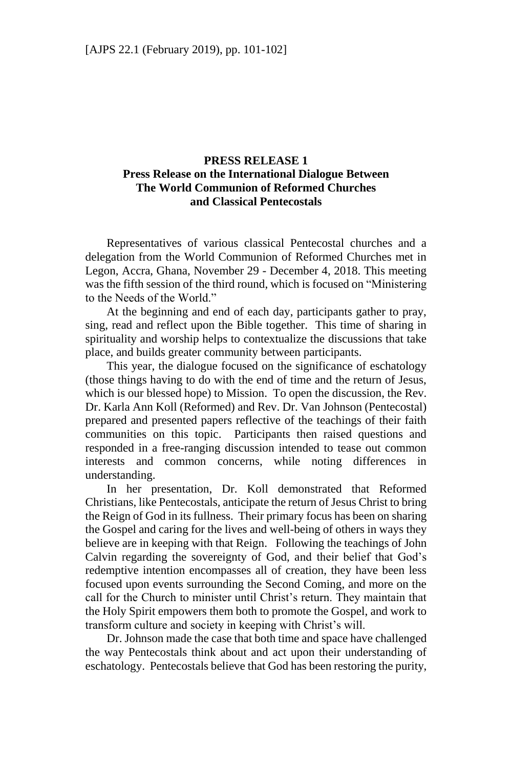# PRESS RELEASE 1

## Press Release on the International Dialogue Between The World Communion of Reformed Churches and Classical Pentecostals

Representatives of various classical Pentecostal churches and a delegation from the World Communion of Reformed Churches met in Legon, Accra, Ghana, November 29 - December 4, 2018. This meeting was the fifth session of the third round, which is focused on "Ministering to the Needs of the World."

At the beginning and end of each day, participants gather to pray, sing, read and reflect upon the Bible together. This time of sharing in spirituality and worship helps to contextualize the discussions that take place, and builds greater community between participants.

This year, the dialogue focused on the significance of eschatology (those things having to do with the end of time and the return of Jesus, which is our blessed hope) to Mission. To open the discussion, the Rev. Dr. Karla Ann Koll (Reformed) and Rev. Dr. Van Johnson (Pentecostal) prepared and presented papers reflective of the teachings of their faith communities on this topic. Participants then raised questions and responded in a free-ranging discussion intended to tease out common interests and common concerns, while noting differences in understanding.

In her presentation, Dr. Koll demonstrated that Reformed Christians, like Pentecostals, anticipate the return of Jesus Christ to bring the Reign of God in its fullness. Their primary focus has been on sharing the Gospel and caring for the lives and well-being of others in ways they believe are in keeping with that Reign. Following the teachings of John Calvin regarding the sovereignty of God, and their belief that God's redemptive intention encompasses all of creation, they have been less focused upon events surrounding the Second Coming, and more on the call for the Church to minister until Christ's return. They maintain that the Holy Spirit empowers them both to promote the Gospel, and work to transform culture and society in keeping with Christ's will.

Dr. Johnson made the case that both time and space have challenged the way Pentecostals think about and act upon their understanding of eschatology. Pentecostals believe that God has been restoring the purity,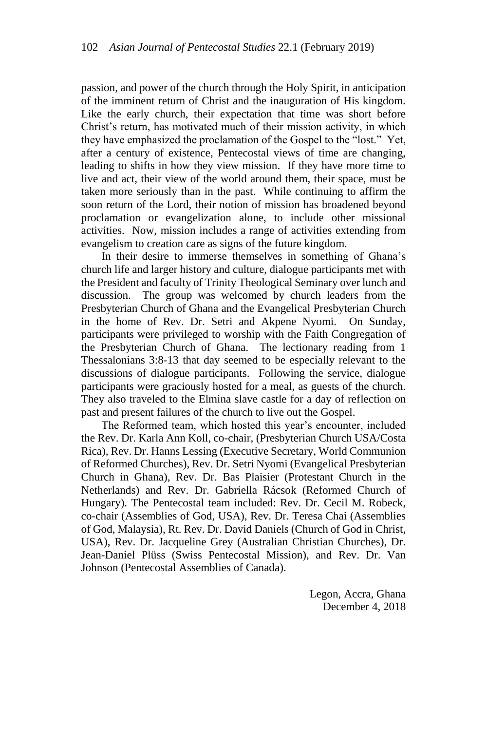passion, and power of the church through the Holy Spirit, in anticipation of the imminent return of Christ and the inauguration of His kingdom. Like the early church, their expectation that time was short before Christ's return, has motivated much of their mission activity, in which they have emphasized the proclamation of the Gospel to the "lost." Yet, after a century of existence, Pentecostal views of time are changing, leading to shifts in how they view mission. If they have more time to live and act, their view of the world around them, their space, must be taken more seriously than in the past. While continuing to affirm the soon return of the Lord, their notion of mission has broadened beyond proclamation or evangelization alone, to include other missional activities. Now, mission includes a range of activities extending from evangelism to creation care as signs of the future kingdom.

In their desire to immerse themselves in something of Ghana's church life and larger history and culture, dialogue participants met with the President and faculty of Trinity Theological Seminary over lunch and discussion. The group was welcomed by church leaders from the Presbyterian Church of Ghana and the Evangelical Presbyterian Church in the home of Rev. Dr. Setri and Akpene Nyomi. On Sunday, participants were privileged to worship with the Faith Congregation of the Presbyterian Church of Ghana. The lectionary reading from 1 Thessalonians 3:8-13 that day seemed to be especially relevant to the discussions of dialogue participants. Following the service, dialogue participants were graciously hosted for a meal, as guests of the church. They also traveled to the Elmina slave castle for a day of reflection on past and present failures of the church to live out the Gospel.

The Reformed team, which hosted this year's encounter, included the Rev. Dr. Karla Ann Koll, co-chair, (Presbyterian Church USA/Costa Rica), Rev. Dr. Hanns Lessing (Executive Secretary, World Communion of Reformed Churches), Rev. Dr. Setri Nyomi (Evangelical Presbyterian Church in Ghana), Rev. Dr. Bas Plaisier (Protestant Church in the Netherlands) and Rev. Dr. Gabriella Rácsok (Reformed Church of Hungary). The Pentecostal team included: Rev. Dr. Cecil M. Robeck, co-chair (Assemblies of God, USA), Rev. Dr. Teresa Chai (Assemblies of God, Malaysia), Rt. Rev. Dr. David Daniels (Church of God in Christ, USA), Rev. Dr. Jacqueline Grey (Australian Christian Churches), Dr. Jean-Daniel Plüss (Swiss Pentecostal Mission), and Rev. Dr. Van Johnson (Pentecostal Assemblies of Canada).

Legon, Accra, Ghana
December 4, 2018